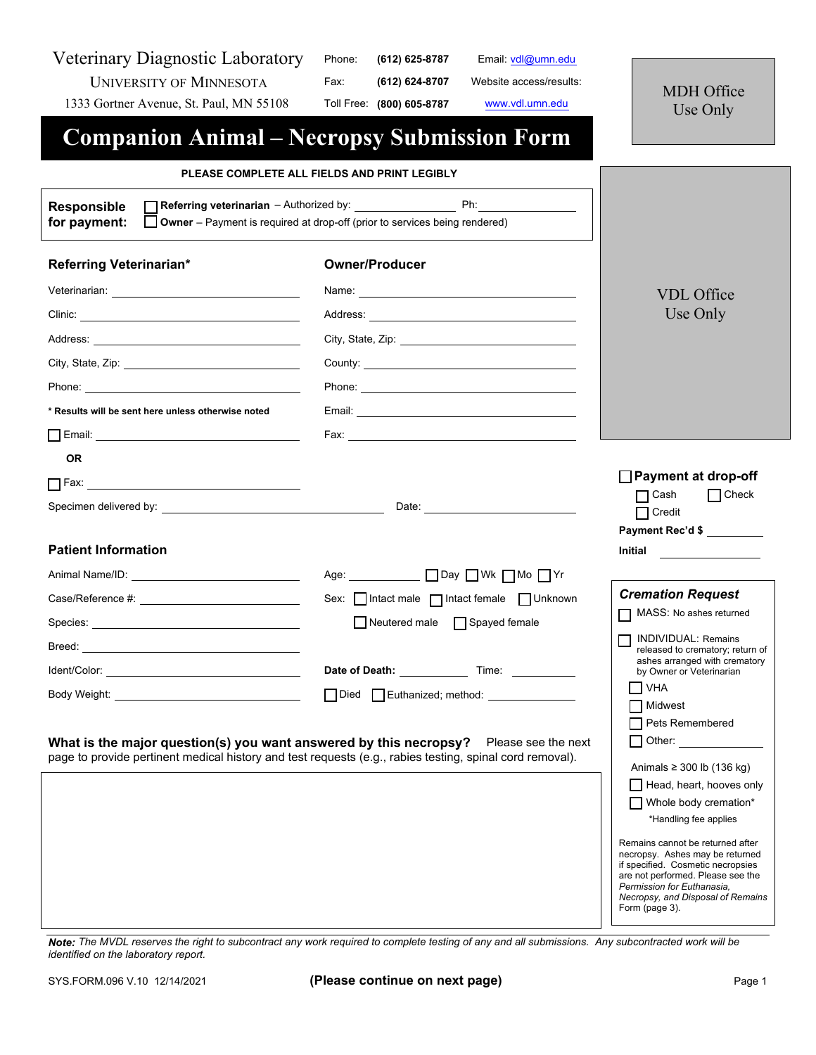Veterinary Diagnostic Laboratory
UNIVERSITY OF MINNESOTA
1333 Gortner Avenue, St. Paul, MN 55108

Phone: (612) 625-8787
Fax: (612) 624-8707
Toll Free: (800) 605-8787

Email: vdl@umn.edu
Website access/results: www.vdl.umn.edu

MDH Office Use Only

# Companion Animal – Necropsy Submission Form

**PLEASE COMPLETE ALL FIELDS AND PRINT LEGIBLY**

**Responsible for payment:**
☐ **Referring veterinarian** – Authorized by: ______________ Ph: ______________
☐ **Owner** – Payment is required at drop-off (prior to services being rendered)

VDL Office Use Only

## Referring Veterinarian*

Veterinarian: ______________

Clinic: ______________

Address: ______________

City, State, Zip: ______________

Phone: ______________

**\* Results will be sent here unless otherwise noted**

☐ Email: ______________

**OR**

☐ Fax: ______________

## Owner/Producer

Name: ______________

Address: ______________

City, State, Zip: ______________

County: ______________

Phone: ______________

Email: ______________

Fax: ______________

Specimen delivered by: ______________ Date: ______________

☐ **Payment at drop-off**
☐ Cash ☐ Check
☐ Credit

**Payment Rec'd $** ________

**Initial** ________

## Patient Information

Animal Name/ID: ______________

Case/Reference #: ______________

Species: ______________

Breed: ______________

Ident/Color: ______________

Body Weight: ______________

Age: ________ ☐ Day ☐ Wk ☐ Mo ☐ Yr

Sex: ☐ Intact male ☐ Intact female ☐ Unknown
☐ Neutered male ☐ Spayed female

**Date of Death:** ________ Time: ________

☐ Died ☐ Euthanized; method: ________

### *Cremation Request*

☐ MASS: No ashes returned

☐ INDIVIDUAL: Remains released to crematory; return of ashes arranged with crematory by Owner or Veterinarian
- ☐ VHA
- ☐ Midwest
- ☐ Pets Remembered
- ☐ Other: ________

Animals ≥ 300 lb (136 kg)
- ☐ Head, heart, hooves only
- ☐ Whole body cremation*

\*Handling fee applies

Remains cannot be returned after necropsy. Ashes may be returned if specified. Cosmetic necropsies are not performed. Please see the *Permission for Euthanasia, Necropsy, and Disposal of Remains* Form (page 3).

**What is the major question(s) you want answered by this necropsy?** Please see the next page to provide pertinent medical history and test requests (e.g., rabies testing, spinal cord removal).

***Note:*** *The MVDL reserves the right to subcontract any work required to complete testing of any and all submissions. Any subcontracted work will be identified on the laboratory report.*

SYS.FORM.096 V.10 12/14/2021

**(Please continue on next page)**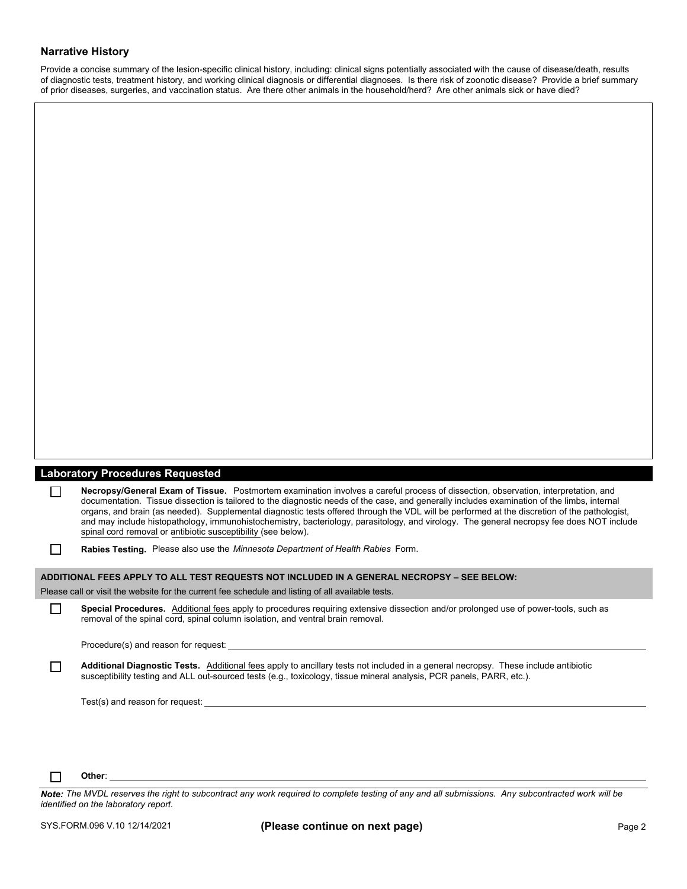### Narrative History

Provide a concise summary of the lesion-specific clinical history, including: clinical signs potentially associated with the cause of disease/death, results of diagnostic tests, treatment history, and working clinical diagnosis or differential diagnoses. Is there risk of zoonotic disease? Provide a brief summary of prior diseases, surgeries, and vaccination status. Are there other animals in the household/herd? Are other animals sick or have died?

## Laboratory Procedures Requested

☐ **Necropsy/General Exam of Tissue.** Postmortem examination involves a careful process of dissection, observation, interpretation, and documentation. Tissue dissection is tailored to the diagnostic needs of the case, and generally includes examination of the limbs, internal organs, and brain (as needed). Supplemental diagnostic tests offered through the VDL will be performed at the discretion of the pathologist, and may include histopathology, immunohistochemistry, bacteriology, parasitology, and virology. The general necropsy fee does NOT include spinal cord removal or antibiotic susceptibility (see below).

☐ **Rabies Testing.** Please also use the *Minnesota Department of Health Rabies* Form.

**ADDITIONAL FEES APPLY TO ALL TEST REQUESTS NOT INCLUDED IN A GENERAL NECROPSY – SEE BELOW:**

Please call or visit the website for the current fee schedule and listing of all available tests.

☐ **Special Procedures.** Additional fees apply to procedures requiring extensive dissection and/or prolonged use of power-tools, such as removal of the spinal cord, spinal column isolation, and ventral brain removal.

Procedure(s) and reason for request: ______________________

☐ **Additional Diagnostic Tests.** Additional fees apply to ancillary tests not included in a general necropsy. These include antibiotic susceptibility testing and ALL out-sourced tests (e.g., toxicology, tissue mineral analysis, PCR panels, PARR, etc.).

Test(s) and reason for request: ______________________

☐ **Other**: ______________________

***Note:*** *The MVDL reserves the right to subcontract any work required to complete testing of any and all submissions. Any subcontracted work will be identified on the laboratory report.*

SYS.FORM.096 V.10 12/14/2021

**(Please continue on next page)**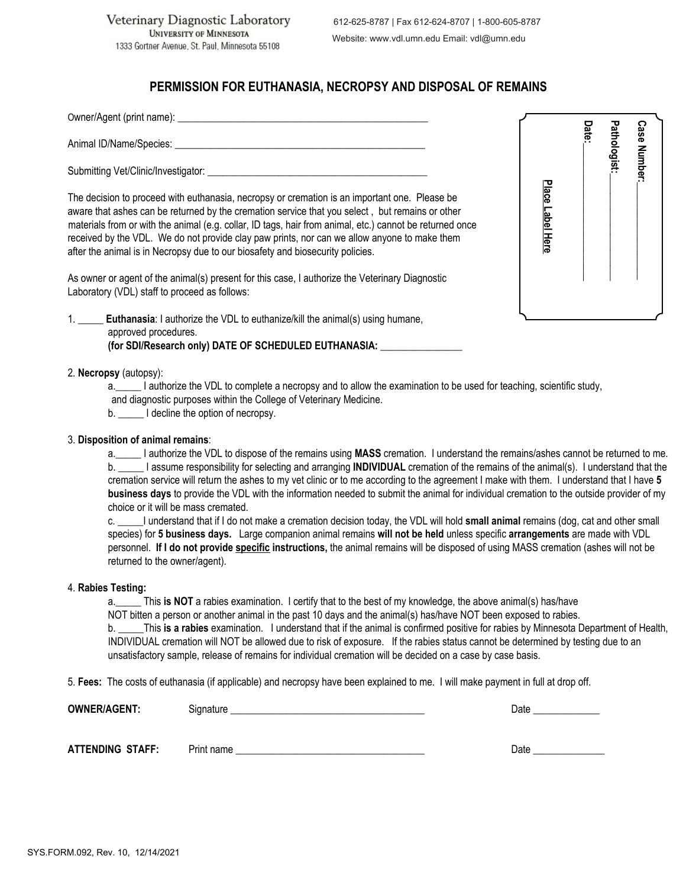Veterinary Diagnostic Laboratory
UNIVERSITY OF MINNESOTA
1333 Gortner Avenue, St. Paul, Minnesota 55108

612-625-8787 | Fax 612-624-8707 | 1-800-605-8787
Website: www.vdl.umn.edu Email: vdl@umn.edu

## PERMISSION FOR EUTHANASIA, NECROPSY AND DISPOSAL OF REMAINS

Owner/Agent (print name): ______________________________________________

Animal ID/Name/Species: ______________________________________________

Submitting Vet/Clinic/Investigator: ________________________________________

**Case Number:** __________
**Pathologist:** __________
**Date:** __________

**Place Label Here**

The decision to proceed with euthanasia, necropsy or cremation is an important one. Please be aware that ashes can be returned by the cremation service that you select , but remains or other materials from or with the animal (e.g. collar, ID tags, hair from animal, etc.) cannot be returned once received by the VDL. We do not provide clay paw prints, nor can we allow anyone to make them after the animal is in Necropsy due to our biosafety and biosecurity policies.

As owner or agent of the animal(s) present for this case, I authorize the Veterinary Diagnostic Laboratory (VDL) staff to proceed as follows:

1. _____ **Euthanasia**: I authorize the VDL to euthanize/kill the animal(s) using humane, approved procedures.
   **(for SDI/Research only) DATE OF SCHEDULED EUTHANASIA:** ________________

2. **Necropsy** (autopsy):
   a._____ I authorize the VDL to complete a necropsy and to allow the examination to be used for teaching, scientific study, and diagnostic purposes within the College of Veterinary Medicine.
   b. _____ I decline the option of necropsy.

3. **Disposition of animal remains**:
   a._____ I authorize the VDL to dispose of the remains using **MASS** cremation. I understand the remains/ashes cannot be returned to me.
   b. _____ I assume responsibility for selecting and arranging **INDIVIDUAL** cremation of the remains of the animal(s). I understand that the cremation service will return the ashes to my vet clinic or to me according to the agreement I make with them. I understand that I have **5 business days** to provide the VDL with the information needed to submit the animal for individual cremation to the outside provider of my choice or it will be mass cremated.
   c. _____I understand that if I do not make a cremation decision today, the VDL will hold **small animal** remains (dog, cat and other small species) for **5 business days.** Large companion animal remains **will not be held** unless specific **arrangements** are made with VDL personnel. **If I do not provide specific instructions,** the animal remains will be disposed of using MASS cremation (ashes will not be returned to the owner/agent).

4. **Rabies Testing:**
   a._____ This **is NOT** a rabies examination. I certify that to the best of my knowledge, the above animal(s) has/have NOT bitten a person or another animal in the past 10 days and the animal(s) has/have NOT been exposed to rabies.
   b. _____This **is a rabies** examination. I understand that if the animal is confirmed positive for rabies by Minnesota Department of Health, INDIVIDUAL cremation will NOT be allowed due to risk of exposure. If the rabies status cannot be determined by testing due to an unsatisfactory sample, release of remains for individual cremation will be decided on a case by case basis.

5. **Fees:** The costs of euthanasia (if applicable) and necropsy have been explained to me. I will make payment in full at drop off.

**OWNER/AGENT:** Signature ____________________________________ Date _____________

**ATTENDING STAFF:** Print name ____________________________________ Date ______________

SYS.FORM.092, Rev. 10, 12/14/2021